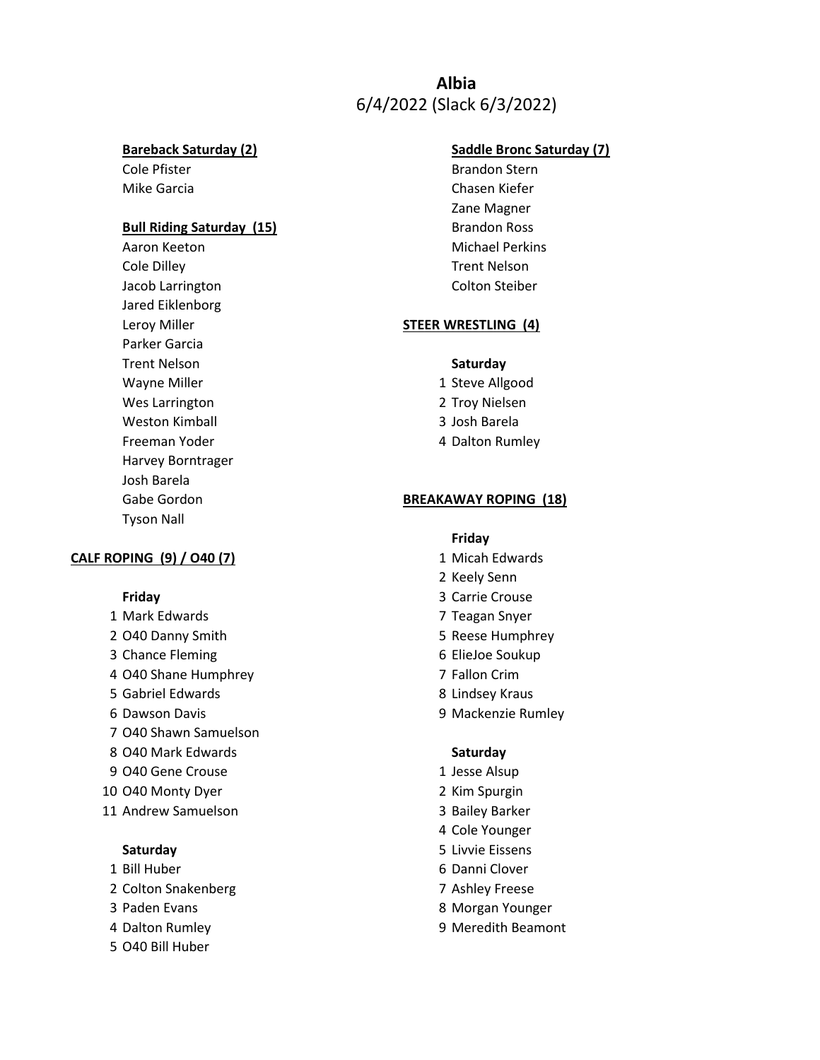# Albia

6/4/2022 (Slack 6/3/2022)

**Bareback Saturday (2)**

Cole Pfister
Mike Garcia

**Bull Riding Saturday (15)**

Aaron Keeton
Cole Dilley
Jacob Larrington
Jared Eiklenborg
Leroy Miller
Parker Garcia
Trent Nelson
Wayne Miller
Wes Larrington
Weston Kimball
Freeman Yoder
Harvey Borntrager
Josh Barela
Gabe Gordon
Tyson Nall

**CALF ROPING (9) / O40 (7)**

**Friday**

1 Mark Edwards
2 O40 Danny Smith
3 Chance Fleming
4 O40 Shane Humphrey
5 Gabriel Edwards
6 Dawson Davis
7 O40 Shawn Samuelson
8 O40 Mark Edwards
9 O40 Gene Crouse
10 O40 Monty Dyer
11 Andrew Samuelson

**Saturday**

1 Bill Huber
2 Colton Snakenberg
3 Paden Evans
4 Dalton Rumley
5 O40 Bill Huber

**Saddle Bronc Saturday (7)**

Brandon Stern
Chasen Kiefer
Zane Magner
Brandon Ross
Michael Perkins
Trent Nelson
Colton Steiber

**STEER WRESTLING (4)**

**Saturday**

1 Steve Allgood
2 Troy Nielsen
3 Josh Barela
4 Dalton Rumley

**BREAKAWAY ROPING (18)**

**Friday**

1 Micah Edwards
2 Keely Senn
3 Carrie Crouse
7 Teagan Snyer
5 Reese Humphrey
6 ElieJoe Soukup
7 Fallon Crim
8 Lindsey Kraus
9 Mackenzie Rumley

**Saturday**

1 Jesse Alsup
2 Kim Spurgin
3 Bailey Barker
4 Cole Younger
5 Livvie Eissens
6 Danni Clover
7 Ashley Freese
8 Morgan Younger
9 Meredith Beamont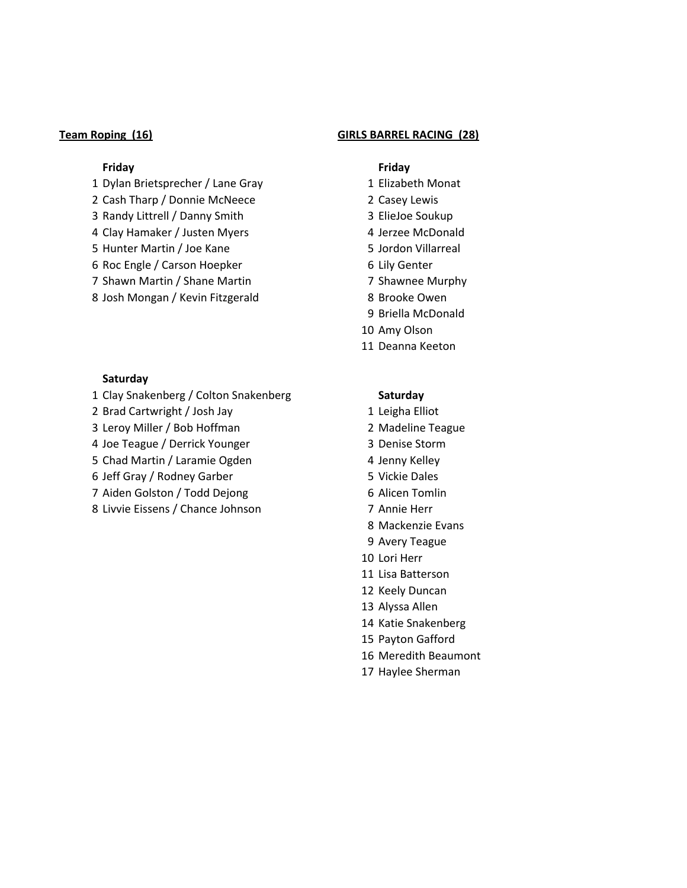**Team Roping (16)**

**Friday**

1 Dylan Brietsprecher / Lane Gray
2 Cash Tharp / Donnie McNeece
3 Randy Littrell / Danny Smith
4 Clay Hamaker / Justen Myers
5 Hunter Martin / Joe Kane
6 Roc Engle / Carson Hoepker
7 Shawn Martin / Shane Martin
8 Josh Mongan / Kevin Fitzgerald

**Saturday**

1 Clay Snakenberg / Colton Snakenberg
2 Brad Cartwright / Josh Jay
3 Leroy Miller / Bob Hoffman
4 Joe Teague / Derrick Younger
5 Chad Martin / Laramie Ogden
6 Jeff Gray / Rodney Garber
7 Aiden Golston / Todd Dejong
8 Livvie Eissens / Chance Johnson

**GIRLS BARREL RACING (28)**

**Friday**

1 Elizabeth Monat
2 Casey Lewis
3 ElieJoe Soukup
4 Jerzee McDonald
5 Jordon Villarreal
6 Lily Genter
7 Shawnee Murphy
8 Brooke Owen
9 Briella McDonald
10 Amy Olson
11 Deanna Keeton

**Saturday**

1 Leigha Elliot
2 Madeline Teague
3 Denise Storm
4 Jenny Kelley
5 Vickie Dales
6 Alicen Tomlin
7 Annie Herr
8 Mackenzie Evans
9 Avery Teague
10 Lori Herr
11 Lisa Batterson
12 Keely Duncan
13 Alyssa Allen
14 Katie Snakenberg
15 Payton Gafford
16 Meredith Beaumont
17 Haylee Sherman